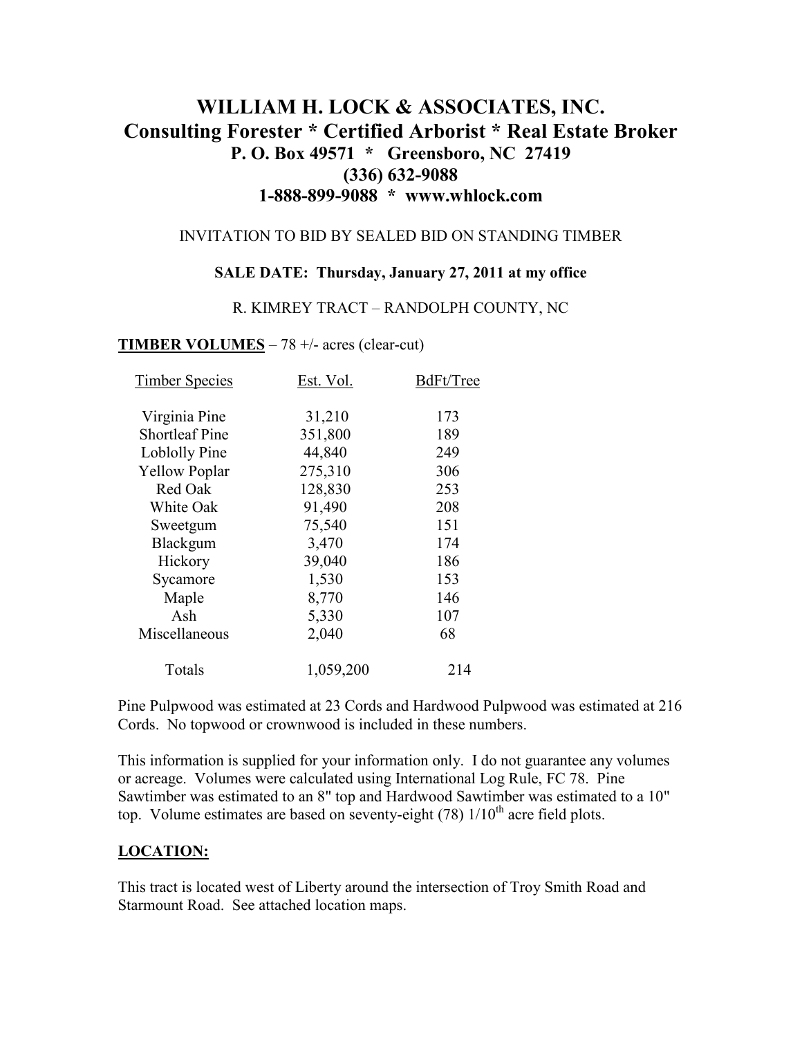# WILLIAM H. LOCK & ASSOCIATES, INC.
## Consulting Forester * Certified Arborist * Real Estate Broker
### P. O. Box 49571 * Greensboro, NC 27419
### (336) 632-9088
### 1-888-899-9088 * www.whlock.com

INVITATION TO BID BY SEALED BID ON STANDING TIMBER

**SALE DATE: Thursday, January 27, 2011 at my office**

R. KIMREY TRACT – RANDOLPH COUNTY, NC

**TIMBER VOLUMES** – 78 +/- acres (clear-cut)

| Timber Species | Est. Vol. | BdFt/Tree |
|---|---|---|
| Virginia Pine | 31,210 | 173 |
| Shortleaf Pine | 351,800 | 189 |
| Loblolly Pine | 44,840 | 249 |
| Yellow Poplar | 275,310 | 306 |
| Red Oak | 128,830 | 253 |
| White Oak | 91,490 | 208 |
| Sweetgum | 75,540 | 151 |
| Blackgum | 3,470 | 174 |
| Hickory | 39,040 | 186 |
| Sycamore | 1,530 | 153 |
| Maple | 8,770 | 146 |
| Ash | 5,330 | 107 |
| Miscellaneous | 2,040 | 68 |
| Totals | 1,059,200 | 214 |

Pine Pulpwood was estimated at 23 Cords and Hardwood Pulpwood was estimated at 216 Cords. No topwood or crownwood is included in these numbers.

This information is supplied for your information only. I do not guarantee any volumes or acreage. Volumes were calculated using International Log Rule, FC 78. Pine Sawtimber was estimated to an 8" top and Hardwood Sawtimber was estimated to a 10" top. Volume estimates are based on seventy-eight (78) 1/10th acre field plots.

**LOCATION:**

This tract is located west of Liberty around the intersection of Troy Smith Road and Starmount Road. See attached location maps.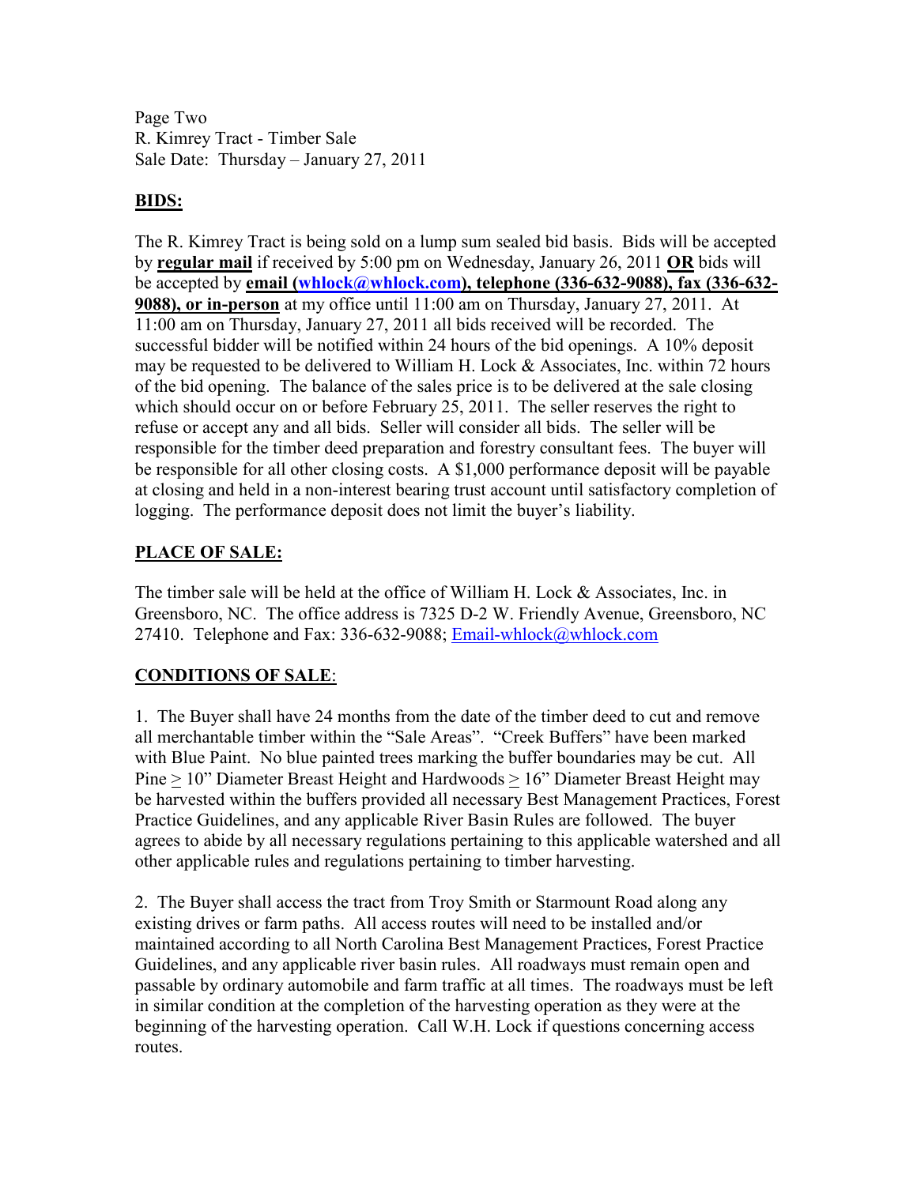Page Two
R. Kimrey Tract - Timber Sale
Sale Date: Thursday – January 27, 2011

## BIDS:

The R. Kimrey Tract is being sold on a lump sum sealed bid basis. Bids will be accepted by **regular mail** if received by 5:00 pm on Wednesday, January 26, 2011 **OR** bids will be accepted by **email (whlock@whlock.com), telephone (336-632-9088), fax (336-632-9088), or in-person** at my office until 11:00 am on Thursday, January 27, 2011. At 11:00 am on Thursday, January 27, 2011 all bids received will be recorded. The successful bidder will be notified within 24 hours of the bid openings. A 10% deposit may be requested to be delivered to William H. Lock & Associates, Inc. within 72 hours of the bid opening. The balance of the sales price is to be delivered at the sale closing which should occur on or before February 25, 2011. The seller reserves the right to refuse or accept any and all bids. Seller will consider all bids. The seller will be responsible for the timber deed preparation and forestry consultant fees. The buyer will be responsible for all other closing costs. A $1,000 performance deposit will be payable at closing and held in a non-interest bearing trust account until satisfactory completion of logging. The performance deposit does not limit the buyer's liability.

## PLACE OF SALE:

The timber sale will be held at the office of William H. Lock & Associates, Inc. in Greensboro, NC. The office address is 7325 D-2 W. Friendly Avenue, Greensboro, NC 27410. Telephone and Fax: 336-632-9088; Email-whlock@whlock.com

## CONDITIONS OF SALE:

1. The Buyer shall have 24 months from the date of the timber deed to cut and remove all merchantable timber within the "Sale Areas". "Creek Buffers" have been marked with Blue Paint. No blue painted trees marking the buffer boundaries may be cut. All Pine ≥ 10" Diameter Breast Height and Hardwoods ≥ 16" Diameter Breast Height may be harvested within the buffers provided all necessary Best Management Practices, Forest Practice Guidelines, and any applicable River Basin Rules are followed. The buyer agrees to abide by all necessary regulations pertaining to this applicable watershed and all other applicable rules and regulations pertaining to timber harvesting.

2. The Buyer shall access the tract from Troy Smith or Starmount Road along any existing drives or farm paths. All access routes will need to be installed and/or maintained according to all North Carolina Best Management Practices, Forest Practice Guidelines, and any applicable river basin rules. All roadways must remain open and passable by ordinary automobile and farm traffic at all times. The roadways must be left in similar condition at the completion of the harvesting operation as they were at the beginning of the harvesting operation. Call W.H. Lock if questions concerning access routes.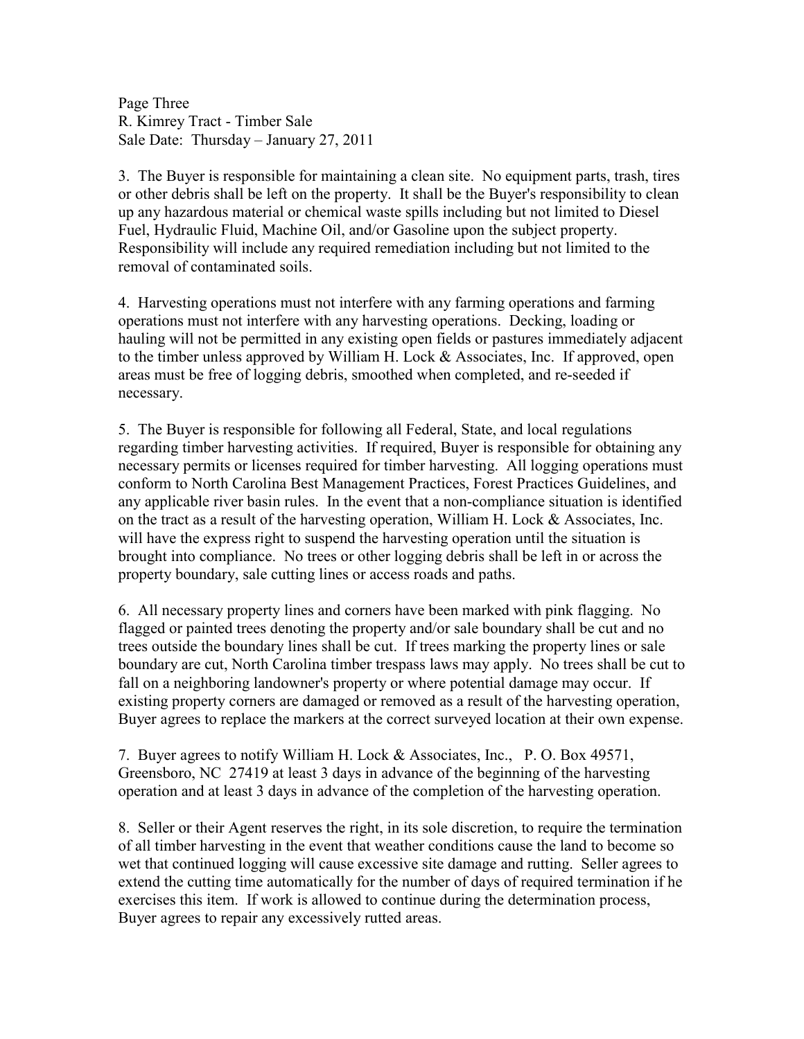3. The Buyer is responsible for maintaining a clean site. No equipment parts, trash, tires or other debris shall be left on the property. It shall be the Buyer's responsibility to clean up any hazardous material or chemical waste spills including but not limited to Diesel Fuel, Hydraulic Fluid, Machine Oil, and/or Gasoline upon the subject property. Responsibility will include any required remediation including but not limited to the removal of contaminated soils.

4. Harvesting operations must not interfere with any farming operations and farming operations must not interfere with any harvesting operations. Decking, loading or hauling will not be permitted in any existing open fields or pastures immediately adjacent to the timber unless approved by William H. Lock & Associates, Inc. If approved, open areas must be free of logging debris, smoothed when completed, and re-seeded if necessary.

5. The Buyer is responsible for following all Federal, State, and local regulations regarding timber harvesting activities. If required, Buyer is responsible for obtaining any necessary permits or licenses required for timber harvesting. All logging operations must conform to North Carolina Best Management Practices, Forest Practices Guidelines, and any applicable river basin rules. In the event that a non-compliance situation is identified on the tract as a result of the harvesting operation, William H. Lock & Associates, Inc. will have the express right to suspend the harvesting operation until the situation is brought into compliance. No trees or other logging debris shall be left in or across the property boundary, sale cutting lines or access roads and paths.

6. All necessary property lines and corners have been marked with pink flagging. No flagged or painted trees denoting the property and/or sale boundary shall be cut and no trees outside the boundary lines shall be cut. If trees marking the property lines or sale boundary are cut, North Carolina timber trespass laws may apply. No trees shall be cut to fall on a neighboring landowner's property or where potential damage may occur. If existing property corners are damaged or removed as a result of the harvesting operation, Buyer agrees to replace the markers at the correct surveyed location at their own expense.

7. Buyer agrees to notify William H. Lock & Associates, Inc., P. O. Box 49571, Greensboro, NC 27419 at least 3 days in advance of the beginning of the harvesting operation and at least 3 days in advance of the completion of the harvesting operation.

8. Seller or their Agent reserves the right, in its sole discretion, to require the termination of all timber harvesting in the event that weather conditions cause the land to become so wet that continued logging will cause excessive site damage and rutting. Seller agrees to extend the cutting time automatically for the number of days of required termination if he exercises this item. If work is allowed to continue during the determination process, Buyer agrees to repair any excessively rutted areas.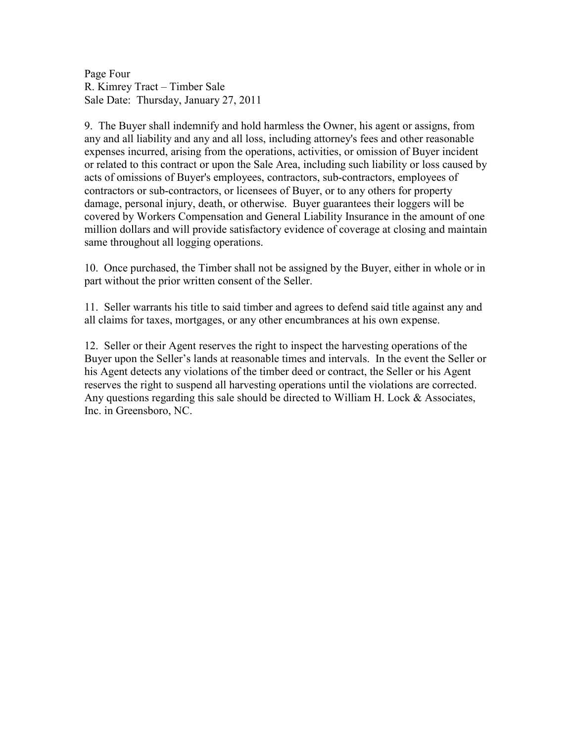9. The Buyer shall indemnify and hold harmless the Owner, his agent or assigns, from any and all liability and any and all loss, including attorney's fees and other reasonable expenses incurred, arising from the operations, activities, or omission of Buyer incident or related to this contract or upon the Sale Area, including such liability or loss caused by acts of omissions of Buyer's employees, contractors, sub-contractors, employees of contractors or sub-contractors, or licensees of Buyer, or to any others for property damage, personal injury, death, or otherwise. Buyer guarantees their loggers will be covered by Workers Compensation and General Liability Insurance in the amount of one million dollars and will provide satisfactory evidence of coverage at closing and maintain same throughout all logging operations.

10. Once purchased, the Timber shall not be assigned by the Buyer, either in whole or in part without the prior written consent of the Seller.

11. Seller warrants his title to said timber and agrees to defend said title against any and all claims for taxes, mortgages, or any other encumbrances at his own expense.

12. Seller or their Agent reserves the right to inspect the harvesting operations of the Buyer upon the Seller's lands at reasonable times and intervals. In the event the Seller or his Agent detects any violations of the timber deed or contract, the Seller or his Agent reserves the right to suspend all harvesting operations until the violations are corrected. Any questions regarding this sale should be directed to William H. Lock & Associates, Inc. in Greensboro, NC.